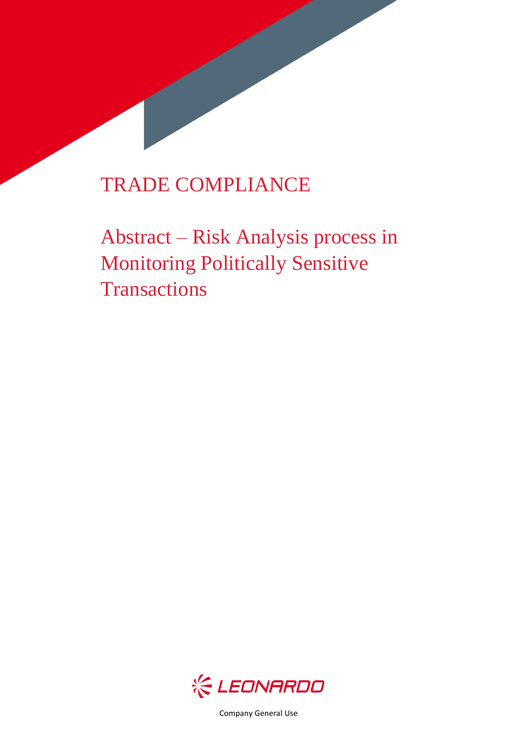# TRADE COMPLIANCE

## Abstract – Risk Analysis process in Monitoring Politically Sensitive Transactions

LEONARDO

Company General Use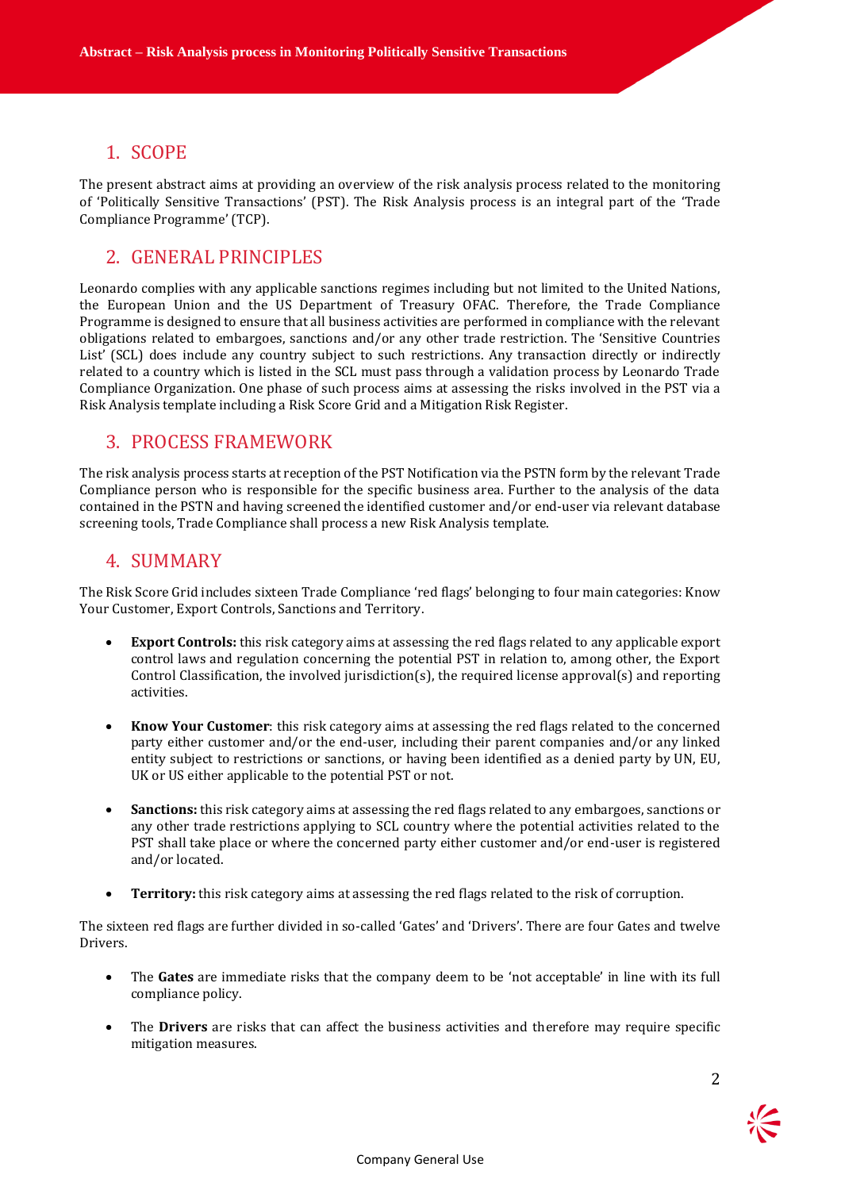## 1. SCOPE

The present abstract aims at providing an overview of the risk analysis process related to the monitoring of 'Politically Sensitive Transactions' (PST). The Risk Analysis process is an integral part of the 'Trade Compliance Programme' (TCP).

## 2. GENERAL PRINCIPLES

Leonardo complies with any applicable sanctions regimes including but not limited to the United Nations, the European Union and the US Department of Treasury OFAC. Therefore, the Trade Compliance Programme is designed to ensure that all business activities are performed in compliance with the relevant obligations related to embargoes, sanctions and/or any other trade restriction. The 'Sensitive Countries List' (SCL) does include any country subject to such restrictions. Any transaction directly or indirectly related to a country which is listed in the SCL must pass through a validation process by Leonardo Trade Compliance Organization. One phase of such process aims at assessing the risks involved in the PST via a Risk Analysis template including a Risk Score Grid and a Mitigation Risk Register.

## 3. PROCESS FRAMEWORK

The risk analysis process starts at reception of the PST Notification via the PSTN form by the relevant Trade Compliance person who is responsible for the specific business area. Further to the analysis of the data contained in the PSTN and having screened the identified customer and/or end-user via relevant database screening tools, Trade Compliance shall process a new Risk Analysis template.

## 4. SUMMARY

The Risk Score Grid includes sixteen Trade Compliance 'red flags' belonging to four main categories: Know Your Customer, Export Controls, Sanctions and Territory.

- **Export Controls:** this risk category aims at assessing the red flags related to any applicable export control laws and regulation concerning the potential PST in relation to, among other, the Export Control Classification, the involved jurisdiction(s), the required license approval(s) and reporting activities.

- **Know Your Customer**: this risk category aims at assessing the red flags related to the concerned party either customer and/or the end-user, including their parent companies and/or any linked entity subject to restrictions or sanctions, or having been identified as a denied party by UN, EU, UK or US either applicable to the potential PST or not.

- **Sanctions:** this risk category aims at assessing the red flags related to any embargoes, sanctions or any other trade restrictions applying to SCL country where the potential activities related to the PST shall take place or where the concerned party either customer and/or end-user is registered and/or located.

- **Territory:** this risk category aims at assessing the red flags related to the risk of corruption.

The sixteen red flags are further divided in so-called 'Gates' and 'Drivers'. There are four Gates and twelve Drivers.

- The **Gates** are immediate risks that the company deem to be 'not acceptable' in line with its full compliance policy.

- The **Drivers** are risks that can affect the business activities and therefore may require specific mitigation measures.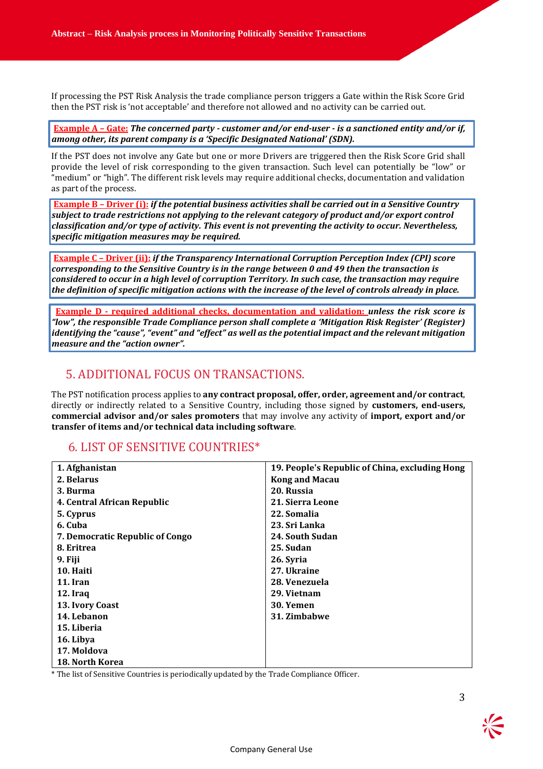If processing the PST Risk Analysis the trade compliance person triggers a Gate within the Risk Score Grid then the PST risk is 'not acceptable' and therefore not allowed and no activity can be carried out.

**Example A – Gate:** ***The concerned party - customer and/or end-user - is a sanctioned entity and/or if, among other, its parent company is a 'Specific Designated National' (SDN).***

If the PST does not involve any Gate but one or more Drivers are triggered then the Risk Score Grid shall provide the level of risk corresponding to the given transaction. Such level can potentially be "low" or "medium" or "high". The different risk levels may require additional checks, documentation and validation as part of the process.

**Example B – Driver (i):** ***if the potential business activities shall be carried out in a Sensitive Country subject to trade restrictions not applying to the relevant category of product and/or export control classification and/or type of activity. This event is not preventing the activity to occur. Nevertheless, specific mitigation measures may be required.***

**Example C – Driver (ii):** ***if the Transparency International Corruption Perception Index (CPI) score corresponding to the Sensitive Country is in the range between 0 and 49 then the transaction is considered to occur in a high level of corruption Territory. In such case, the transaction may require the definition of specific mitigation actions with the increase of the level of controls already in place.***

**Example D - required additional checks, documentation and validation:** ***unless the risk score is "low", the responsible Trade Compliance person shall complete a 'Mitigation Risk Register' (Register) identifying the "cause", "event" and "effect" as well as the potential impact and the relevant mitigation measure and the "action owner".***

## 5. ADDITIONAL FOCUS ON TRANSACTIONS.

The PST notification process applies to **any contract proposal, offer, order, agreement and/or contract**, directly or indirectly related to a Sensitive Country, including those signed by **customers, end-users, commercial advisor and/or sales promoters** that may involve any activity of **import, export and/or transfer of items and/or technical data including software**.

## 6. LIST OF SENSITIVE COUNTRIES*

| | |
|---|---|
| **1. Afghanistan** | **19. People's Republic of China, excluding Hong Kong and Macau** |
| **2. Belarus** | **20. Russia** |
| **3. Burma** | **21. Sierra Leone** |
| **4. Central African Republic** | **22. Somalia** |
| **5. Cyprus** | **23. Sri Lanka** |
| **6. Cuba** | **24. South Sudan** |
| **7. Democratic Republic of Congo** | **25. Sudan** |
| **8. Eritrea** | **26. Syria** |
| **9. Fiji** | **27. Ukraine** |
| **10. Haiti** | **28. Venezuela** |
| **11. Iran** | **29. Vietnam** |
| **12. Iraq** | **30. Yemen** |
| **13. Ivory Coast** | **31. Zimbabwe** |
| **14. Lebanon** | |
| **15. Liberia** | |
| **16. Libya** | |
| **17. Moldova** | |
| **18. North Korea** | |

\* The list of Sensitive Countries is periodically updated by the Trade Compliance Officer.